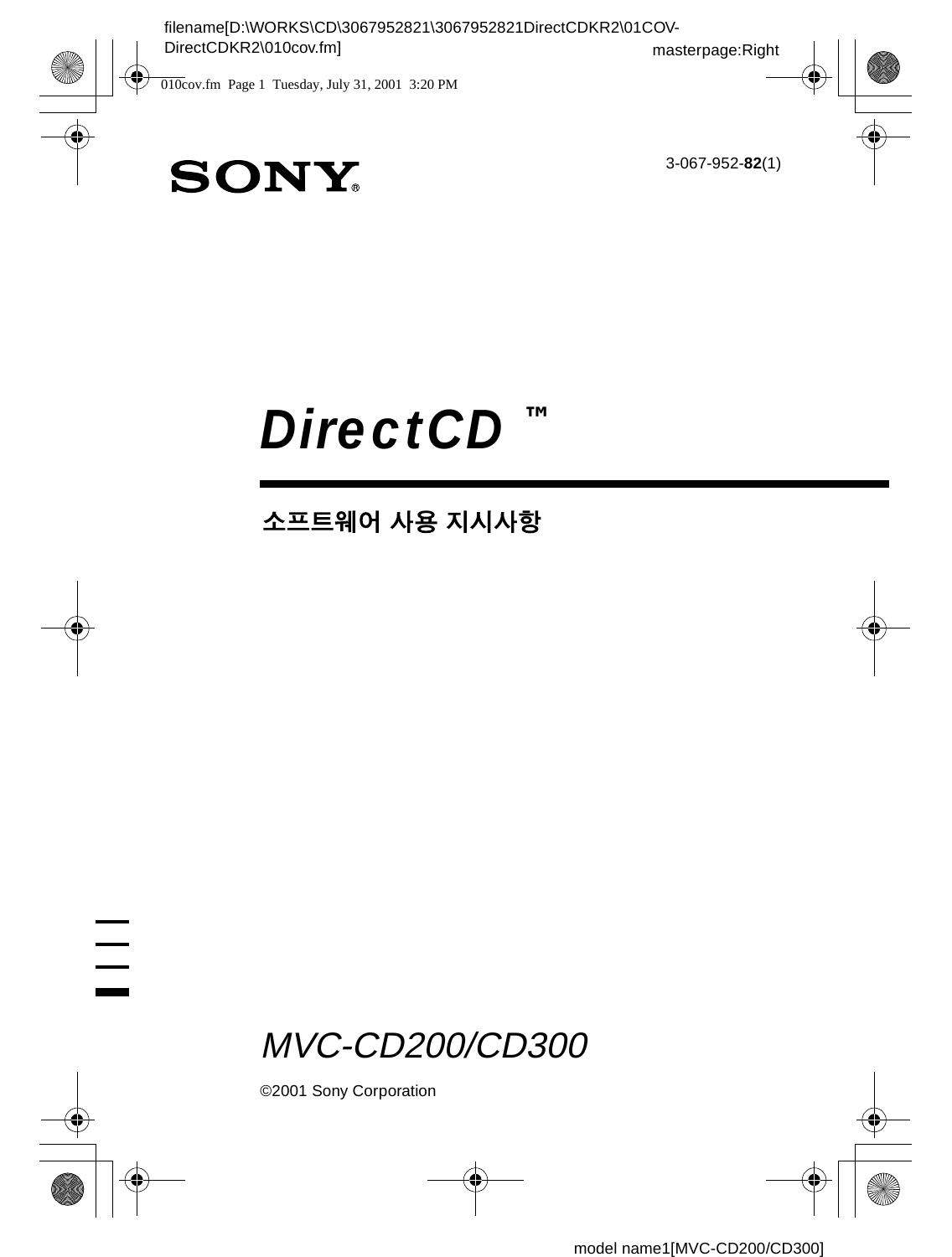SONY®

3-067-952-**82**(1)

# DirectCD ™

## 소프트웨어 사용 지시사항

*MVC-CD200/CD300*

©2001 Sony Corporation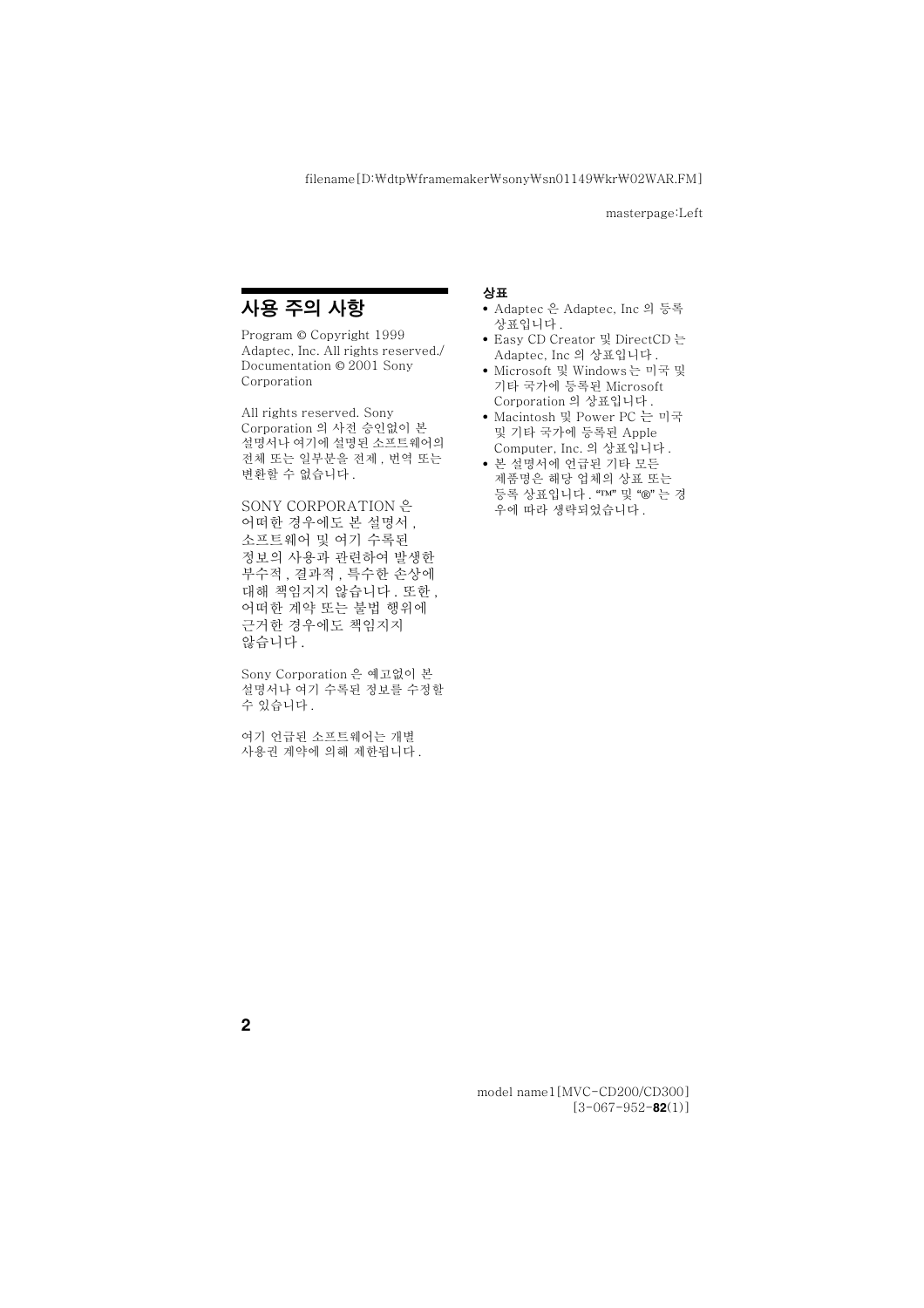## 사용 주의 사항

Program © Copyright 1999 Adaptec, Inc. All rights reserved./ Documentation © 2001 Sony Corporation

All rights reserved. Sony Corporation 의 사전 승인없이 본 설명서나 여기에 설명된 소프트웨어의 전체 또는 일부분을 전제 , 번역 또는 변환할 수 없습니다 .

SONY CORPORATION 은 어떠한 경우에도 본 설명서 , 소프트웨어 및 여기 수록된 정보의 사용과 관련하여 발생한 부수적 , 결과적 , 특수한 손상에 대해 책임지지 않습니다 . 또한 , 어떠한 계약 또는 불법 행위에 근거한 경우에도 책임지지 않습니다 .

Sony Corporation 은 예고없이 본 설명서나 여기 수록된 정보를 수정할 수 있습니다 .

여기 언급된 소프트웨어는 개별 사용권 계약에 의해 제한됩니다 .

**상표**

- Adaptec 은 Adaptec, Inc 의 등록 상표입니다 .
- Easy CD Creator 및 DirectCD 는 Adaptec, Inc 의 상표입니다 .
- Microsoft 및 Windows 는 미국 및 기타 국가에 등록된 Microsoft Corporation 의 상표입니다 .
- Macintosh 및 Power PC 는 미국 및 기타 국가에 등록된 Apple Computer, Inc. 의 상표입니다 .
- 본 설명서에 언급된 기타 모든 제품명은 해당 업체의 상표 또는 등록 상표입니다 . "™" 및 "®" 는 경우에 따라 생략되었습니다 .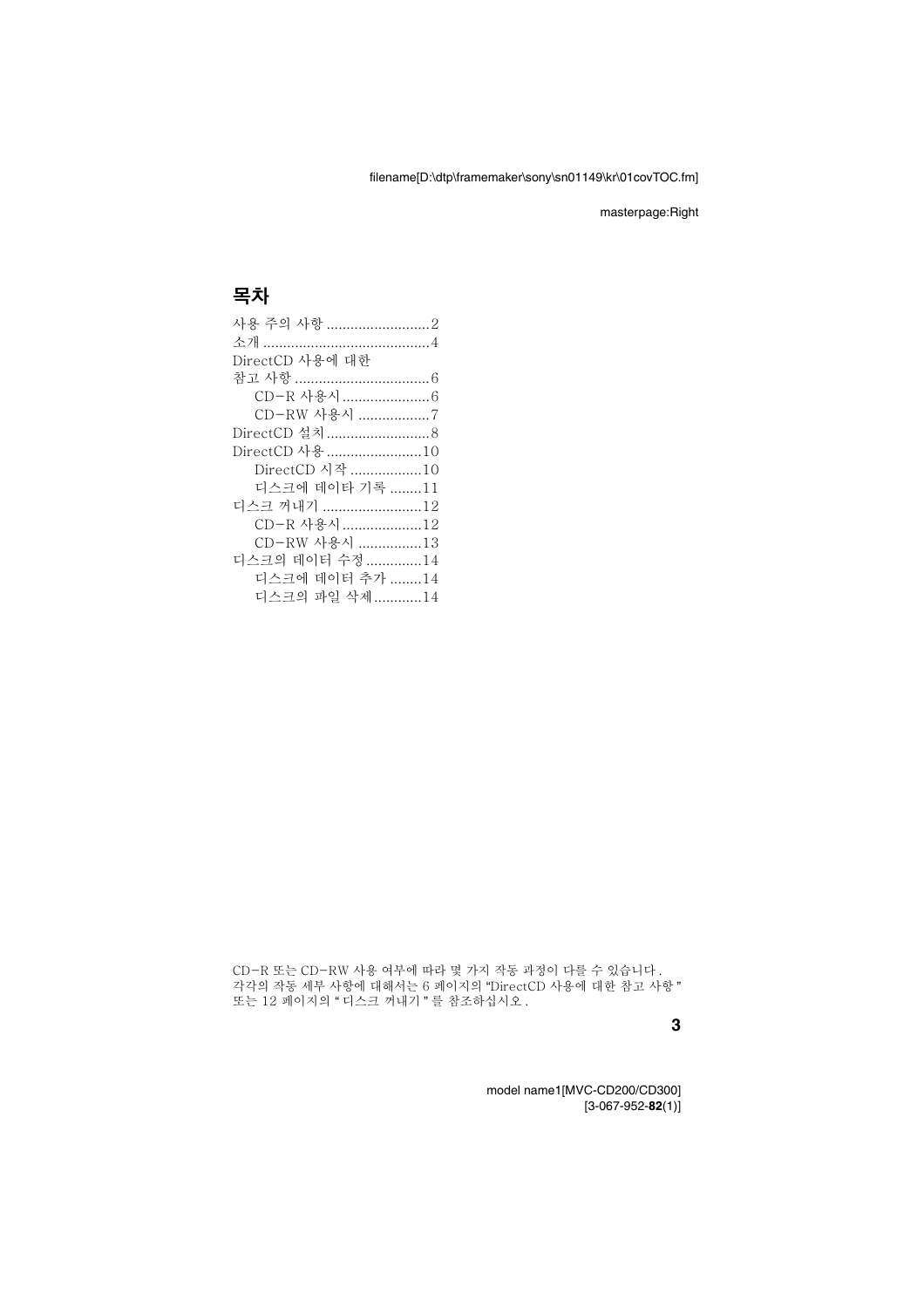# 목차

사용 주의 사항 .......................... 2
소개 .......................................... 4
DirectCD 사용에 대한
참고 사항 .................................. 6
    CD-R 사용시 ...................... 6
    CD-RW 사용시 .................. 7
DirectCD 설치 .......................... 8
DirectCD 사용 ........................ 10
    DirectCD 시작 .................. 10
    디스크에 데이타 기록 ........ 11
디스크 꺼내기 ......................... 12
    CD-R 사용시 .................... 12
    CD-RW 사용시 ................ 13
디스크의 데이터 수정 ............. 14
    디스크에 데이터 추가 ........ 14
    디스크의 파일 삭제 ............ 14

CD-R 또는 CD-RW 사용 여부에 따라 몇 가지 작동 과정이 다를 수 있습니다 .
각각의 작동 세부 사항에 대해서는 6 페이지의 "DirectCD 사용에 대한 참고 사항 "
또는 12 페이지의 " 디스크 꺼내기 " 를 참조하십시오 .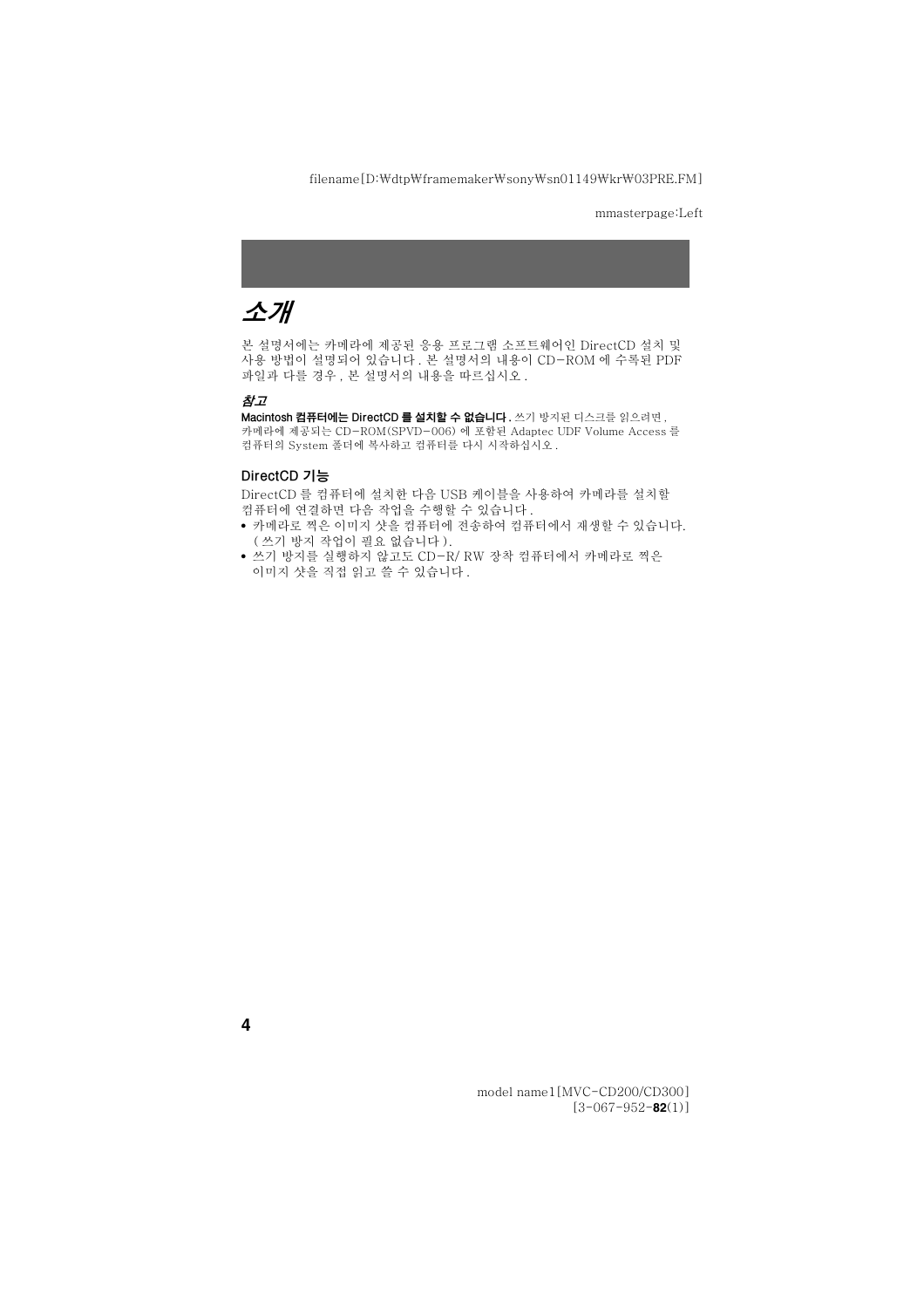# 소개

본 설명서에는 카메라에 제공된 응용 프로그램 소프트웨어인 DirectCD 설치 및 사용 방법이 설명되어 있습니다 . 본 설명서의 내용이 CD-ROM 에 수록된 PDF 파일과 다를 경우 , 본 설명서의 내용을 따르십시오 .

***참고***

**Macintosh 컴퓨터에는 DirectCD 를 설치할 수 없습니다 .** 쓰기 방지된 디스크를 읽으려면 , 카메라에 제공되는 CD-ROM(SPVD-006) 에 포함된 Adaptec UDF Volume Access 를 컴퓨터의 System 폴더에 복사하고 컴퓨터를 다시 시작하십시오 .

### DirectCD 기능

DirectCD 를 컴퓨터에 설치한 다음 USB 케이블을 사용하여 카메라를 설치할 컴퓨터에 연결하면 다음 작업을 수행할 수 있습니다 .

- 카메라로 찍은 이미지 샷을 컴퓨터에 전송하여 컴퓨터에서 재생할 수 있습니다. ( 쓰기 방지 작업이 필요 없습니다 ).
- 쓰기 방지를 실행하지 않고도 CD-R/ RW 장착 컴퓨터에서 카메라로 찍은 이미지 샷을 직접 읽고 쓸 수 있습니다 .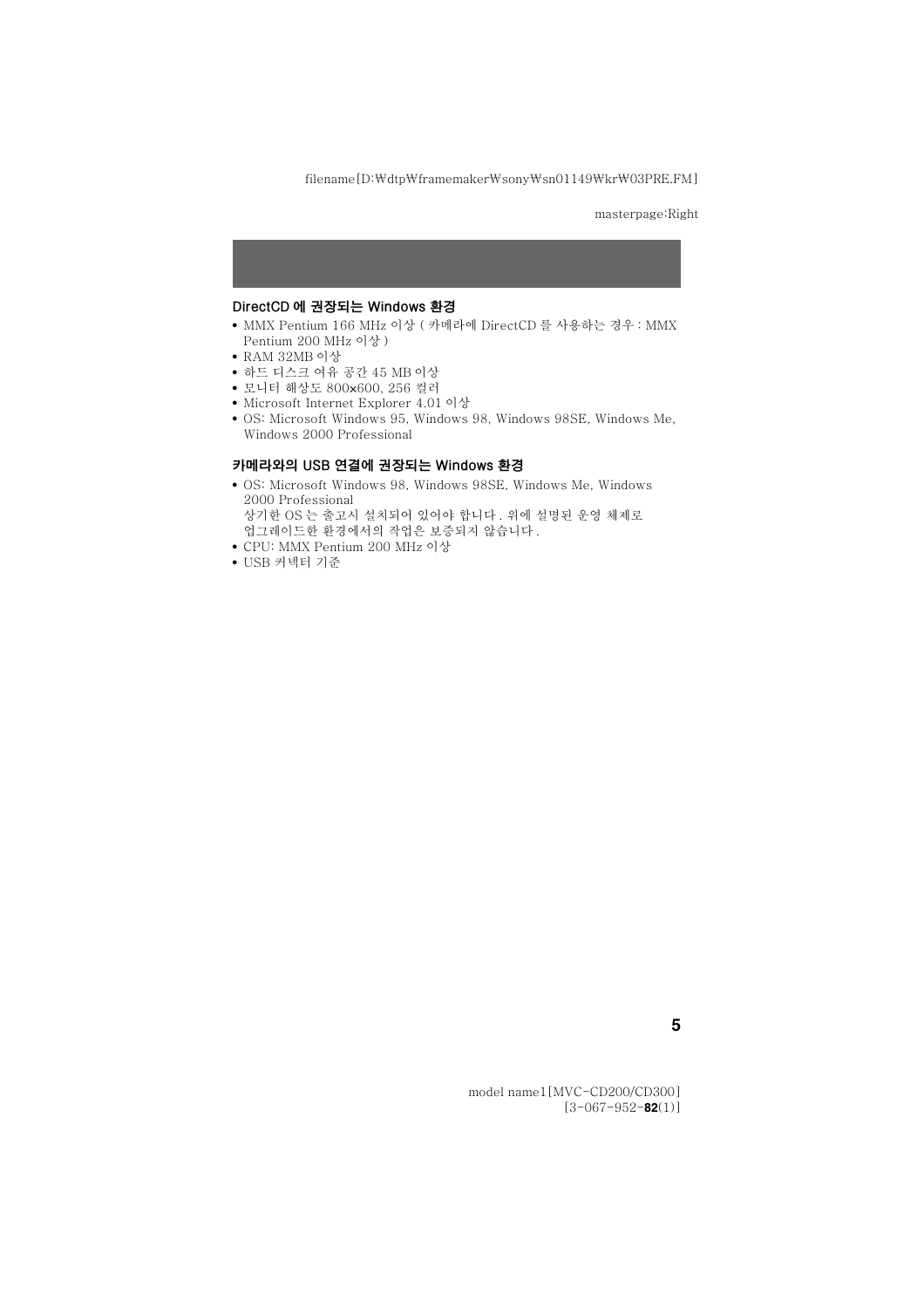### DirectCD 에 권장되는 Windows 환경

- MMX Pentium 166 MHz 이상 ( 카메라에 DirectCD 를 사용하는 경우 : MMX Pentium 200 MHz 이상 )
- RAM 32MB 이상
- 하드 디스크 여유 공간 45 MB 이상
- 모니터 해상도 800×600, 256 컬러
- Microsoft Internet Explorer 4.01 이상
- OS: Microsoft Windows 95, Windows 98, Windows 98SE, Windows Me, Windows 2000 Professional

### 카메라와의 USB 연결에 권장되는 Windows 환경

- OS: Microsoft Windows 98, Windows 98SE, Windows Me, Windows 2000 Professional
  상기한 OS 는 출고시 설치되어 있어야 합니다 . 위에 설명된 운영 체제로 업그레이드한 환경에서의 작업은 보증되지 않습니다 .
- CPU: MMX Pentium 200 MHz 이상
- USB 커넥터 기준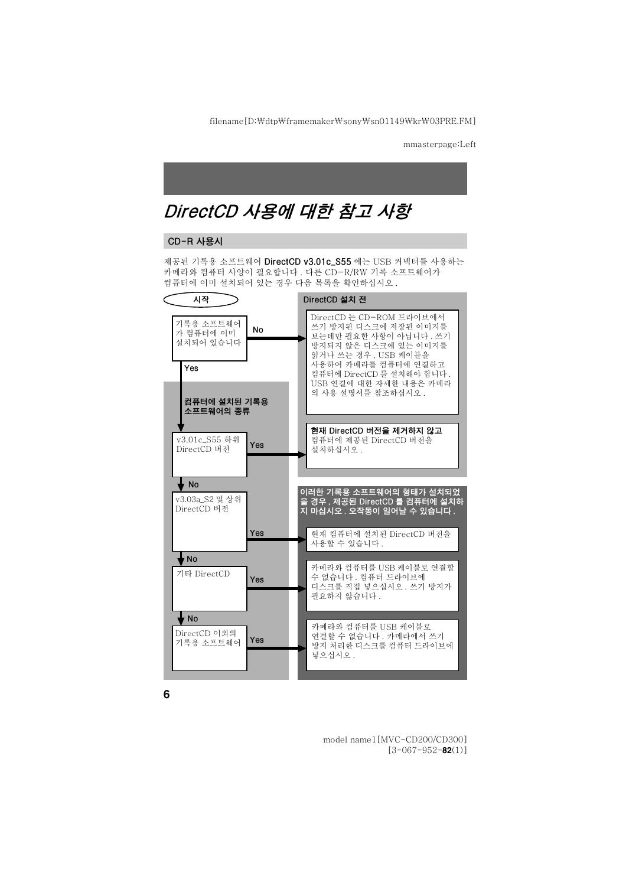# *DirectCD 사용에 대한 참고 사항*

## CD-R 사용시

제공된 기록용 소프트웨어 **DirectCD v3.01c_S55** 에는 USB 커넥터를 사용하는 카메라와 컴퓨터 사양이 필요합니다 . 다른 CD-R/RW 기록 소프트웨어가 컴퓨터에 이미 설치되어 있는 경우 다음 목록을 확인하십시오 .

**시작**

기록용 소프트웨어가 컴퓨터에 이미 설치되어 있습니다

- **No** →

  **DirectCD 설치 전**

  DirectCD 는 CD-ROM 드라이브에서 쓰기 방지된 디스크에 저장된 이미지를 보는데만 필요한 사항이 아닙니다 . 쓰기 방지되지 않은 디스크에 있는 이미지를 읽거나 쓰는 경우 , USB 케이블을 사용하여 카메라를 컴퓨터에 연결하고 컴퓨터에 DirectCD 를 설치해야 합니다 . USB 연결에 대한 자세한 내용은 카메라의 사용 설명서를 참조하십시오 .

- **Yes** ↓

**컴퓨터에 설치된 기록용 소프트웨어의 종류**

1. v3.01c_S55 하위 DirectCD 버전
   - **Yes** → **현재 DirectCD 버전을 제거하지 않고** 컴퓨터에 제공된 DirectCD 버전을 설치하십시오 .
   - **No** ↓

**이러한 기록용 소프트웨어의 형태가 설치되었을 경우 , 제공된 DirectCD 를 컴퓨터에 설치하지 마십시오 . 오작동이 일어날 수 있습니다 .**

2. v3.03a_S2 및 상위 DirectCD 버전
   - **Yes** → 현재 컴퓨터에 설치된 DirectCD 버전을 사용할 수 있습니다 .
   - **No** ↓
3. 기타 DirectCD
   - **Yes** → 카메라와 컴퓨터를 USB 케이블로 연결할 수 없습니다 . 컴퓨터 드라이브에 디스크를 직접 넣으십시오 . 쓰기 방지가 필요하지 않습니다 .
   - **No** ↓
4. DirectCD 이외의 기록용 소프트웨어
   - **Yes** → 카메라와 컴퓨터를 USB 케이블로 연결할 수 없습니다 . 카메라에서 쓰기 방지 처리한 디스크를 컴퓨터 드라이브에 넣으십시오 .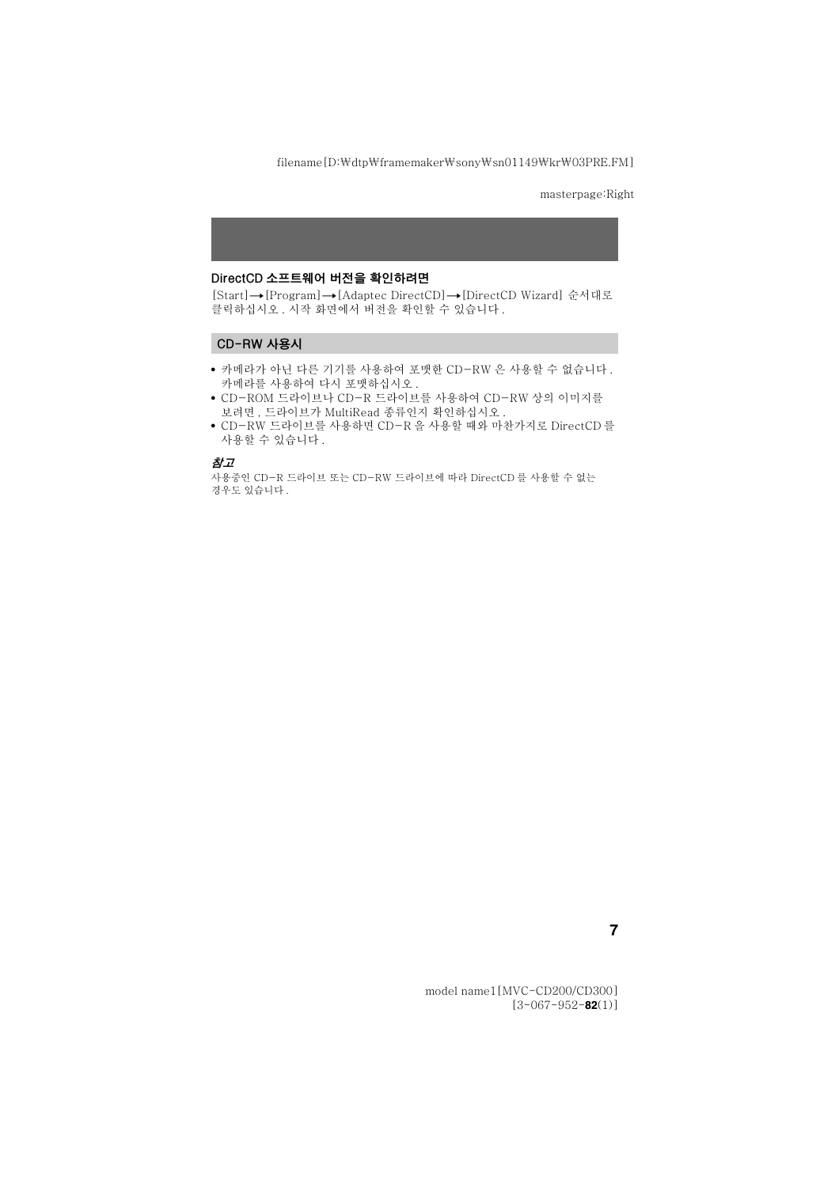### DirectCD 소프트웨어 버전을 확인하려면

[Start] → [Program] → [Adaptec DirectCD] → [DirectCD Wizard] 순서대로 클릭하십시오 . 시작 화면에서 버전을 확인할 수 있습니다 .

## CD-RW 사용시

- 카메라가 아닌 다른 기기를 사용하여 포맷한 CD-RW 은 사용할 수 없습니다 . 카메라를 사용하여 다시 포맷하십시오 .
- CD-ROM 드라이브나 CD-R 드라이브를 사용하여 CD-RW 상의 이미지를 보려면 , 드라이브가 MultiRead 종류인지 확인하십시오 .
- CD-RW 드라이브를 사용하면 CD-R 을 사용할 때와 마찬가지로 DirectCD 를 사용할 수 있습니다 .

***참고***

사용중인 CD-R 드라이브 또는 CD-RW 드라이브에 따라 DirectCD 를 사용할 수 없는 경우도 있습니다 .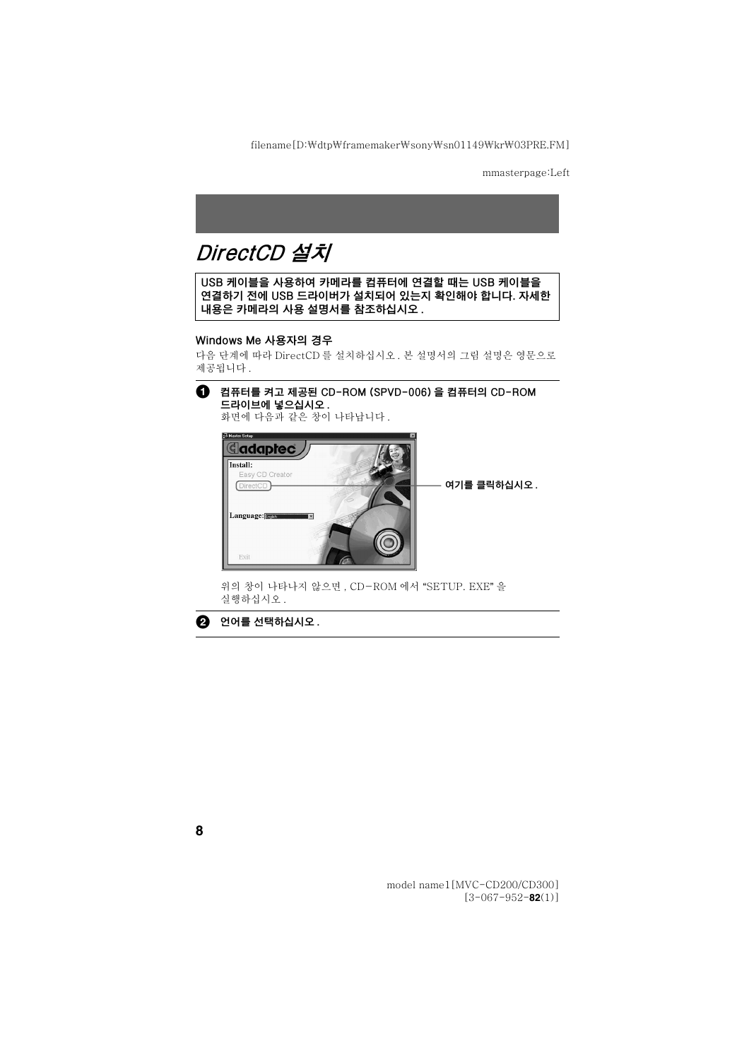# DirectCD 설치

**USB 케이블을 사용하여 카메라를 컴퓨터에 연결할 때는 USB 케이블을 연결하기 전에 USB 드라이버가 설치되어 있는지 확인해야 합니다. 자세한 내용은 카메라의 사용 설명서를 참조하십시오 .**

### Windows Me 사용자의 경우

다음 단계에 따라 DirectCD 를 설치하십시오 . 본 설명서의 그림 설명은 영문으로 제공됩니다 .

1. **컴퓨터를 켜고 제공된 CD-ROM (SPVD-006) 을 컴퓨터의 CD-ROM 드라이브에 넣으십시오 .**
   화면에 다음과 같은 창이 나타납니다 .

   여기를 클릭하십시오 .

   위의 창이 나타나지 않으면 , CD-ROM 에서 "SETUP. EXE" 을 실행하십시오 .

2. **언어를 선택하십시오 .**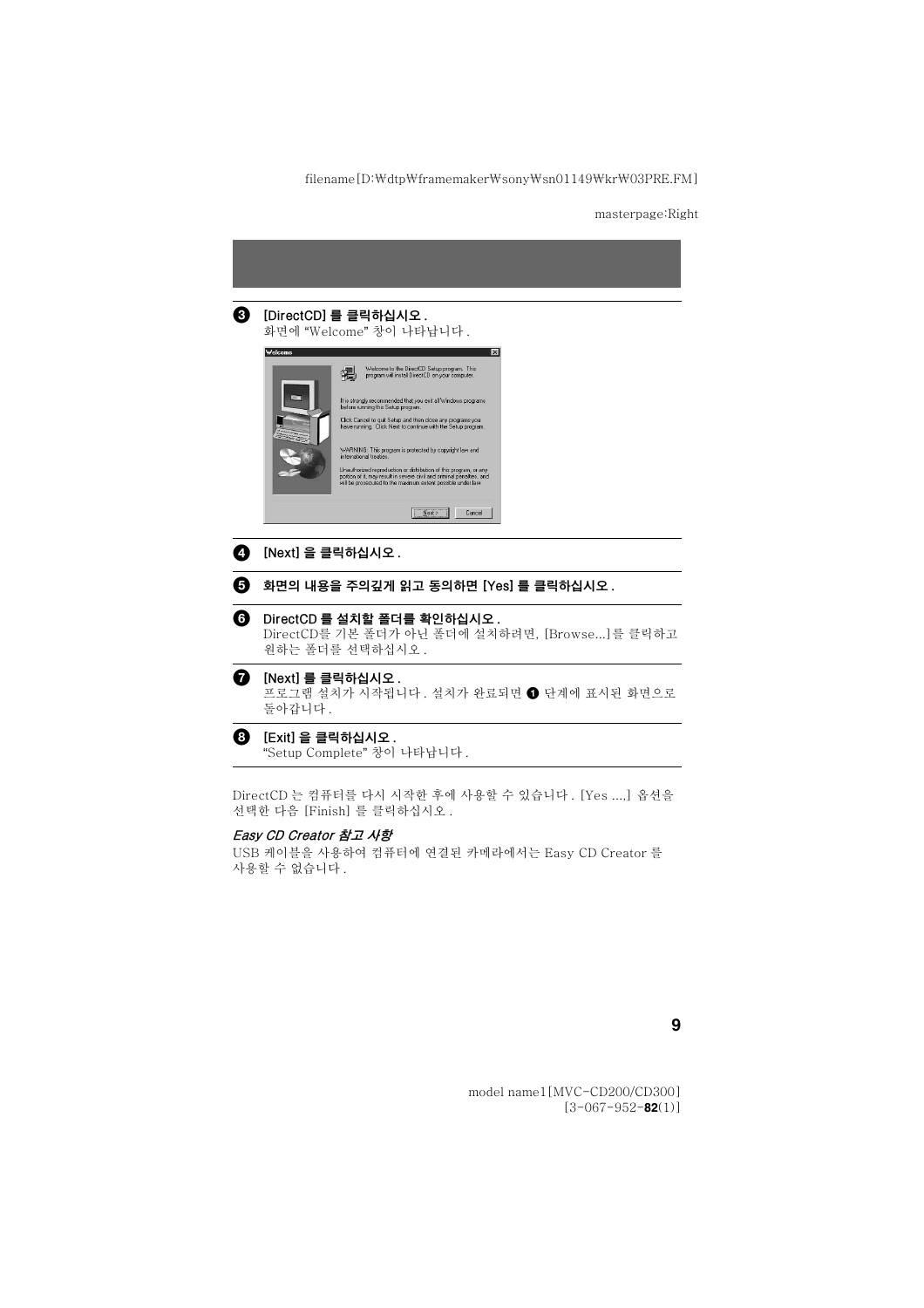3 **[DirectCD] 를 클릭하십시오 .**
화면에 "Welcome" 창이 나타납니다 .

4 **[Next] 을 클릭하십시오 .**

5 **화면의 내용을 주의깊게 읽고 동의하면 [Yes] 를 클릭하십시오 .**

6 **DirectCD 를 설치할 폴더를 확인하십시오 .**
DirectCD를 기본 폴더가 아닌 폴더에 설치하려면, [Browse...]를 클릭하고 원하는 폴더를 선택하십시오 .

7 **[Next] 를 클릭하십시오 .**
프로그램 설치가 시작됩니다 . 설치가 완료되면 1 단계에 표시된 화면으로 돌아갑니다 .

8 **[Exit] 을 클릭하십시오 .**
"Setup Complete" 창이 나타납니다 .

DirectCD 는 컴퓨터를 다시 시작한 후에 사용할 수 있습니다 . [Yes ....] 옵션을 선택한 다음 [Finish] 를 클릭하십시오 .

***Easy CD Creator 참고 사항***

USB 케이블을 사용하여 컴퓨터에 연결된 카메라에서는 Easy CD Creator 를 사용할 수 없습니다 .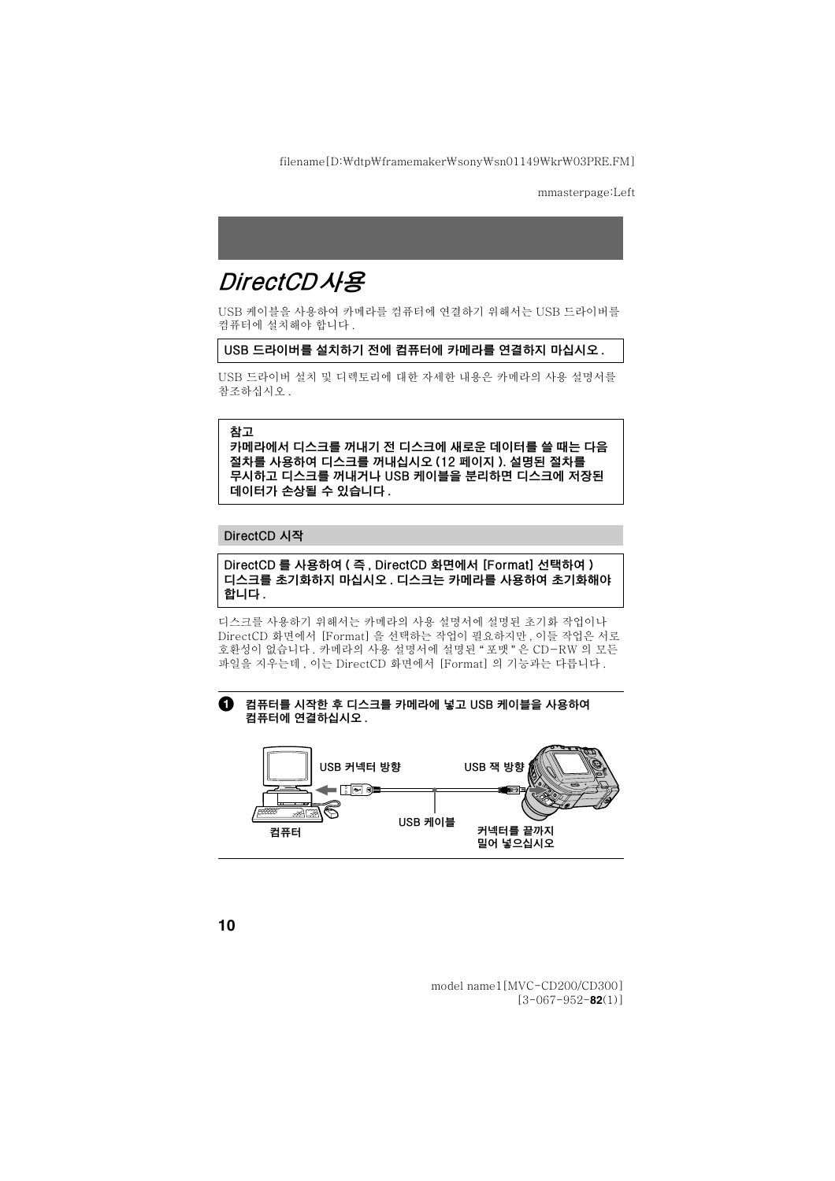# DirectCD 사용

USB 케이블을 사용하여 카메라를 컴퓨터에 연결하기 위해서는 USB 드라이버를 컴퓨터에 설치해야 합니다 .

**USB 드라이버를 설치하기 전에 컴퓨터에 카메라를 연결하지 마십시오 .**

USB 드라이버 설치 및 디렉토리에 대한 자세한 내용은 카메라의 사용 설명서를 참조하십시오 .

**참고**
**카메라에서 디스크를 꺼내기 전 디스크에 새로운 데이터를 쓸 때는 다음 절차를 사용하여 디스크를 꺼내십시오 (12 페이지 ). 설명된 절차를 무시하고 디스크를 꺼내거나 USB 케이블을 분리하면 디스크에 저장된 데이터가 손상될 수 있습니다 .**

## DirectCD 시작

**DirectCD 를 사용하여 ( 즉 , DirectCD 화면에서 [Format] 선택하여 ) 디스크를 초기화하지 마십시오 . 디스크는 카메라를 사용하여 초기화해야 합니다 .**

디스크를 사용하기 위해서는 카메라의 사용 설명서에 설명된 초기화 작업이나 DirectCD 화면에서 [Format] 을 선택하는 작업이 필요하지만 , 이들 작업은 서로 호환성이 없습니다 . 카메라의 사용 설명서에 설명된 " 포맷 " 은 CD-RW 의 모든 파일을 지우는데 , 이는 DirectCD 화면에서 [Format] 의 기능과는 다릅니다 .

**1 컴퓨터를 시작한 후 디스크를 카메라에 넣고 USB 케이블을 사용하여 컴퓨터에 연결하십시오 .**

USB 커넥터 방향

USB 잭 방향

USB 케이블

컴퓨터

커넥터를 끝까지 밀어 넣으십시오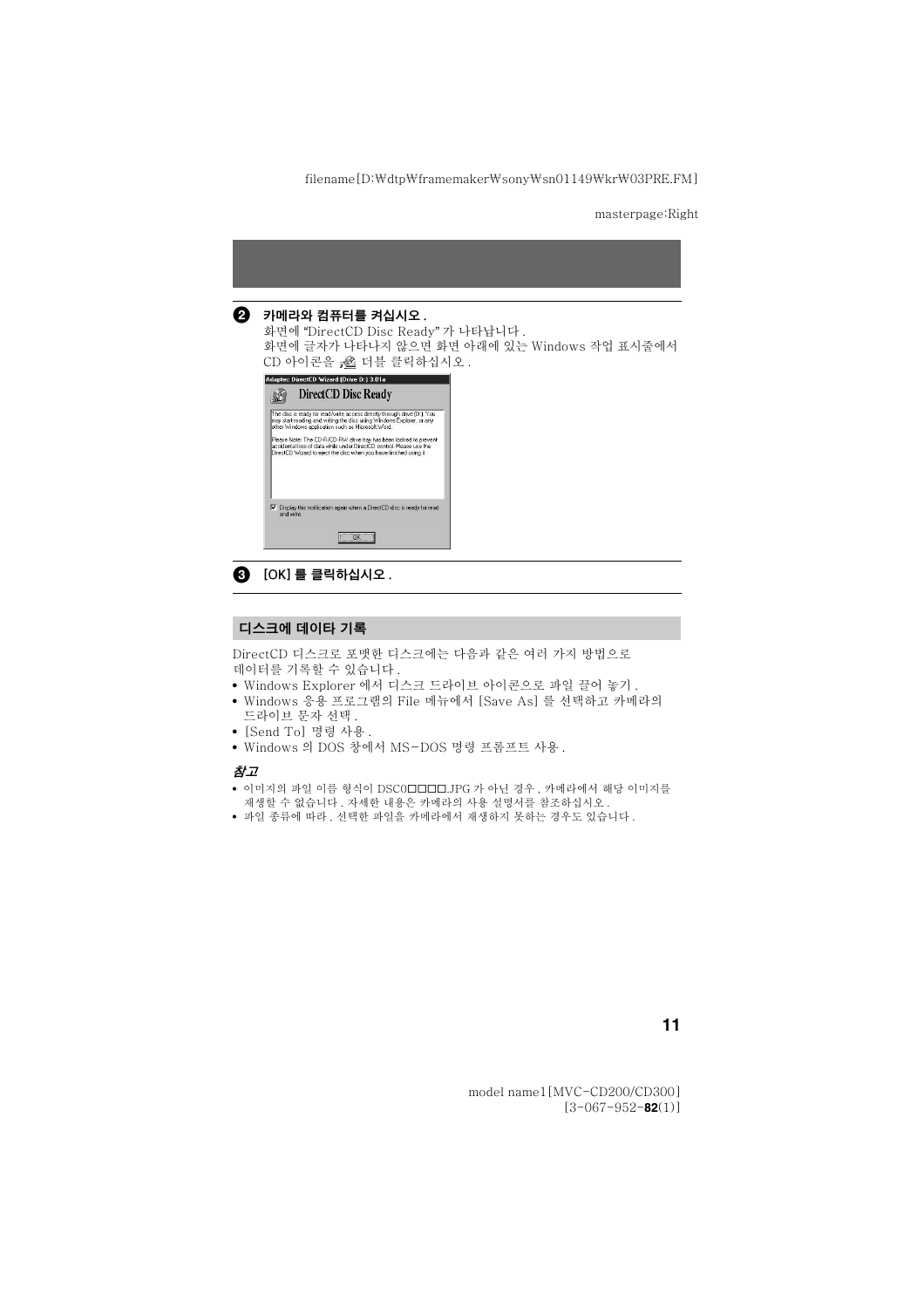❷ **카메라와 컴퓨터를 켜십시오 .**

화면에 "DirectCD Disc Ready" 가 나타납니다 .
화면에 글자가 나타나지 않으면 화면 아래에 있는 Windows 작업 표시줄에서 CD 아이콘을 더블 클릭하십시오 .

❸ **[OK] 를 클릭하십시오 .**

## 디스크에 데이타 기록

DirectCD 디스크로 포맷한 디스크에는 다음과 같은 여러 가지 방법으로 데이터를 기록할 수 있습니다 .

- Windows Explorer 에서 디스크 드라이브 아이콘으로 파일 끌어 놓기 .
- Windows 응용 프로그램의 File 메뉴에서 [Save As] 를 선택하고 카메라의 드라이브 문자 선택 .
- [Send To] 명령 사용 .
- Windows 의 DOS 창에서 MS-DOS 명령 프롬프트 사용 .

***참고***

- 이미지의 파일 이름 형식이 DSC0□□□□.JPG 가 아닌 경우 , 카메라에서 해당 이미지를 재생할 수 없습니다 . 자세한 내용은 카메라의 사용 설명서를 참조하십시오 .
- 파일 종류에 따라 , 선택한 파일을 카메라에서 재생하지 못하는 경우도 있습니다 .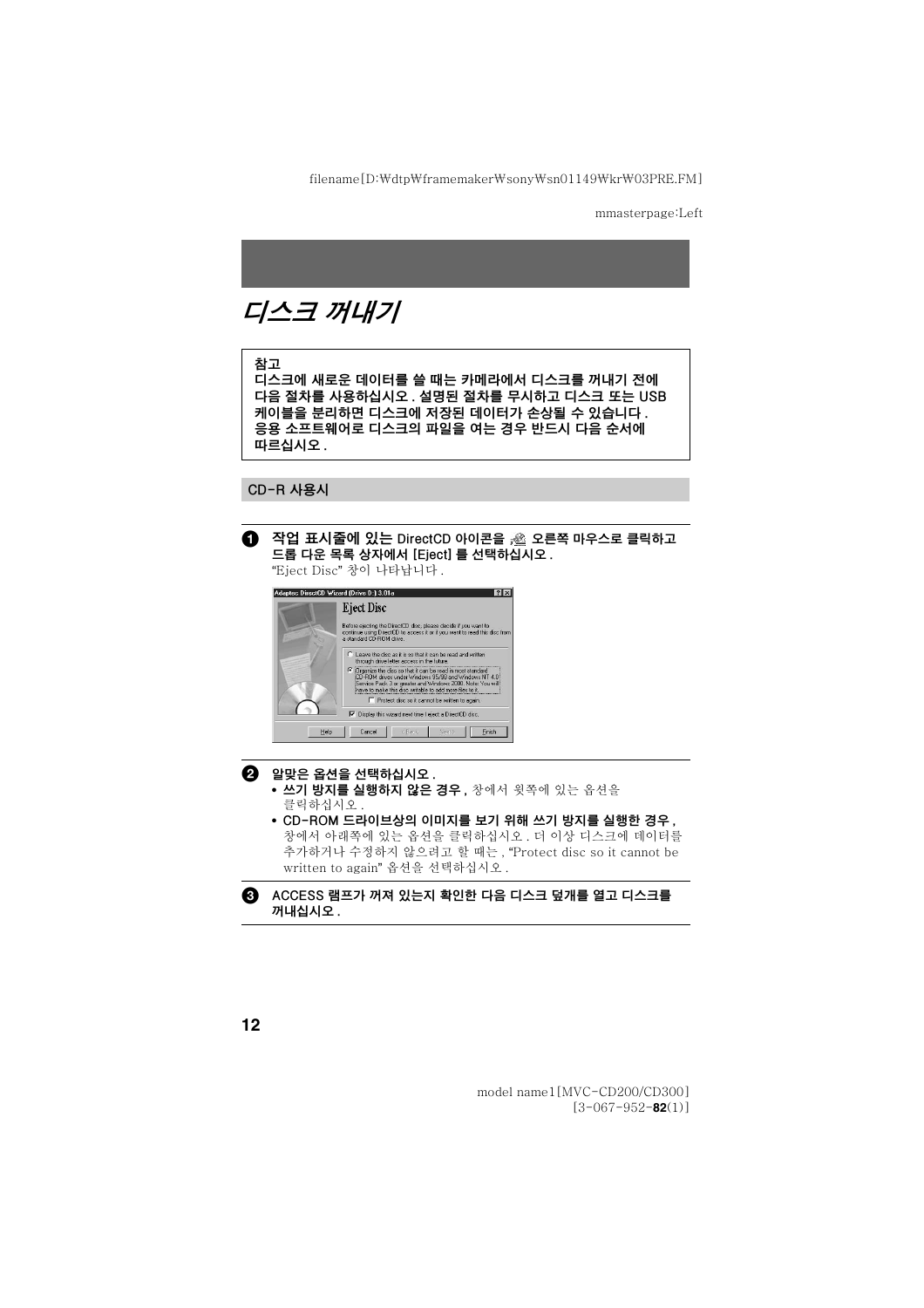# *디스크 꺼내기*

**참고**
**디스크에 새로운 데이터를 쓸 때는 카메라에서 디스크를 꺼내기 전에 다음 절차를 사용하십시오 . 설명된 절차를 무시하고 디스크 또는 USB 케이블을 분리하면 디스크에 저장된 데이터가 손상될 수 있습니다 . 응용 소프트웨어로 디스크의 파일을 여는 경우 반드시 다음 순서에 따르십시오 .**

## CD-R 사용시

**1 작업 표시줄에 있는 DirectCD 아이콘을 오른쪽 마우스로 클릭하고 드롭 다운 목록 상자에서 [Eject] 를 선택하십시오 .**
"Eject Disc" 창이 나타납니다 .

**2 알맞은 옵션을 선택하십시오 .**

- **쓰기 방지를 실행하지 않은 경우 ,** 창에서 윗쪽에 있는 옵션을 클릭하십시오 .
- **CD-ROM 드라이브상의 이미지를 보기 위해 쓰기 방지를 실행한 경우 ,** 창에서 아래쪽에 있는 옵션을 클릭하십시오 . 더 이상 디스크에 데이터를 추가하거나 수정하지 않으려고 할 때는 , "Protect disc so it cannot be written to again" 옵션을 선택하십시오 .

**3 ACCESS 램프가 꺼져 있는지 확인한 다음 디스크 덮개를 열고 디스크를 꺼내십시오 .**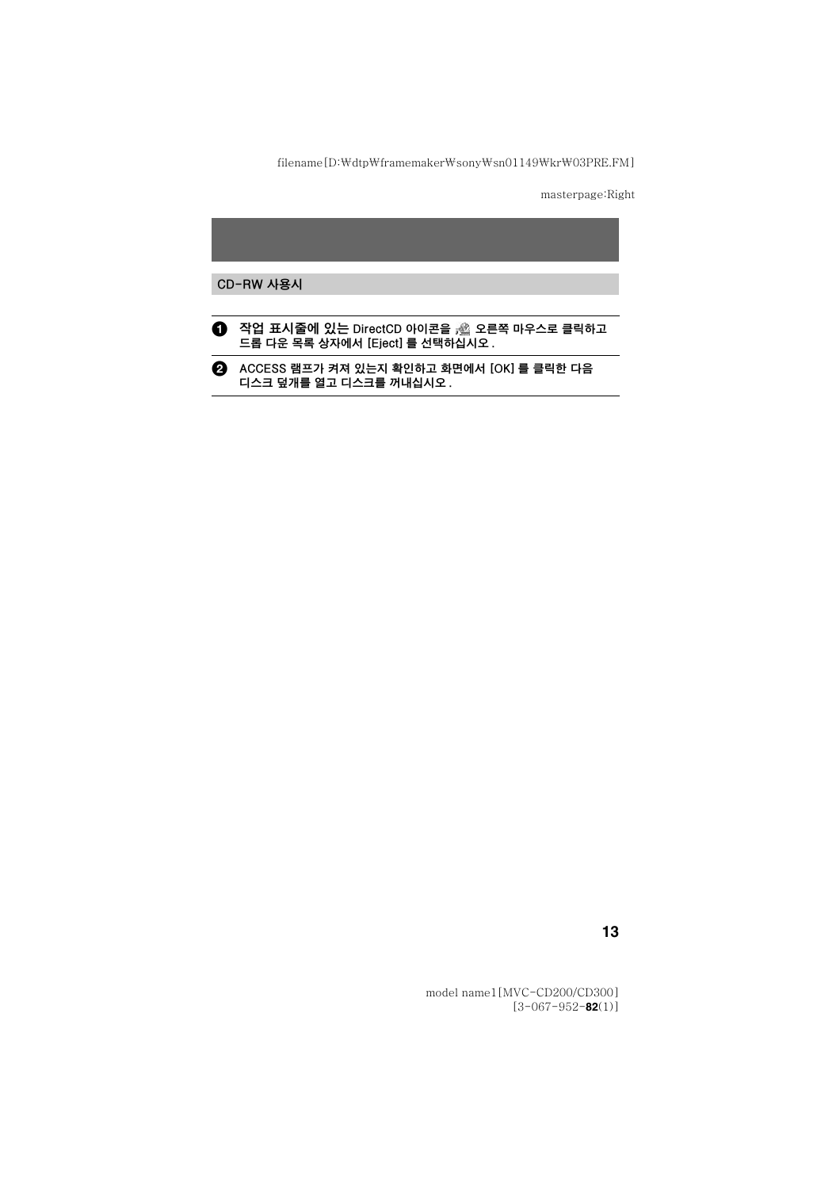## CD-RW 사용시

1. 작업 표시줄에 있는 DirectCD 아이콘을 오른쪽 마우스로 클릭하고 드롭 다운 목록 상자에서 [Eject] 를 선택하십시오 .
2. ACCESS 램프가 켜져 있는지 확인하고 화면에서 [OK] 를 클릭한 다음 디스크 덮개를 열고 디스크를 꺼내십시오 .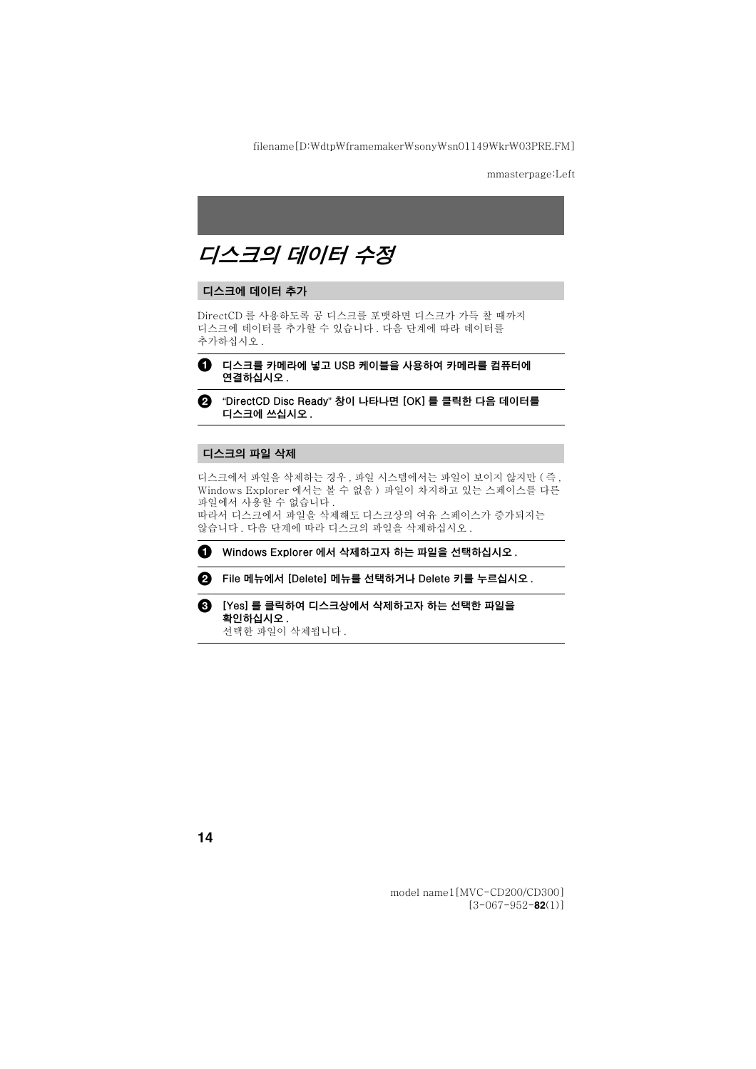# 디스크의 데이터 수정

## 디스크에 데이터 추가

DirectCD 를 사용하도록 공 디스크를 포맷하면 디스크가 가득 찰 때까지 디스크에 데이터를 추가할 수 있습니다 . 다음 단계에 따라 데이터를 추가하십시오 .

1. **디스크를 카메라에 넣고 USB 케이블을 사용하여 카메라를 컴퓨터에 연결하십시오 .**
2. **"DirectCD Disc Ready" 창이 나타나면 [OK] 를 클릭한 다음 데이터를 디스크에 쓰십시오 .**

## 디스크의 파일 삭제

디스크에서 파일을 삭제하는 경우 , 파일 시스템에서는 파일이 보이지 않지만 ( 즉 , Windows Explorer 에서는 볼 수 없음 ) 파일이 차지하고 있는 스페이스를 다른 파일에서 사용할 수 없습니다 .
따라서 디스크에서 파일을 삭제해도 디스크상의 여유 스페이스가 증가되지는 않습니다 . 다음 단계에 따라 디스크의 파일을 삭제하십시오 .

1. **Windows Explorer 에서 삭제하고자 하는 파일을 선택하십시오 .**
2. **File 메뉴에서 [Delete] 메뉴를 선택하거나 Delete 키를 누르십시오 .**
3. **[Yes] 를 클릭하여 디스크상에서 삭제하고자 하는 선택한 파일을 확인하십시오 .**
   선택한 파일이 삭제됩니다 .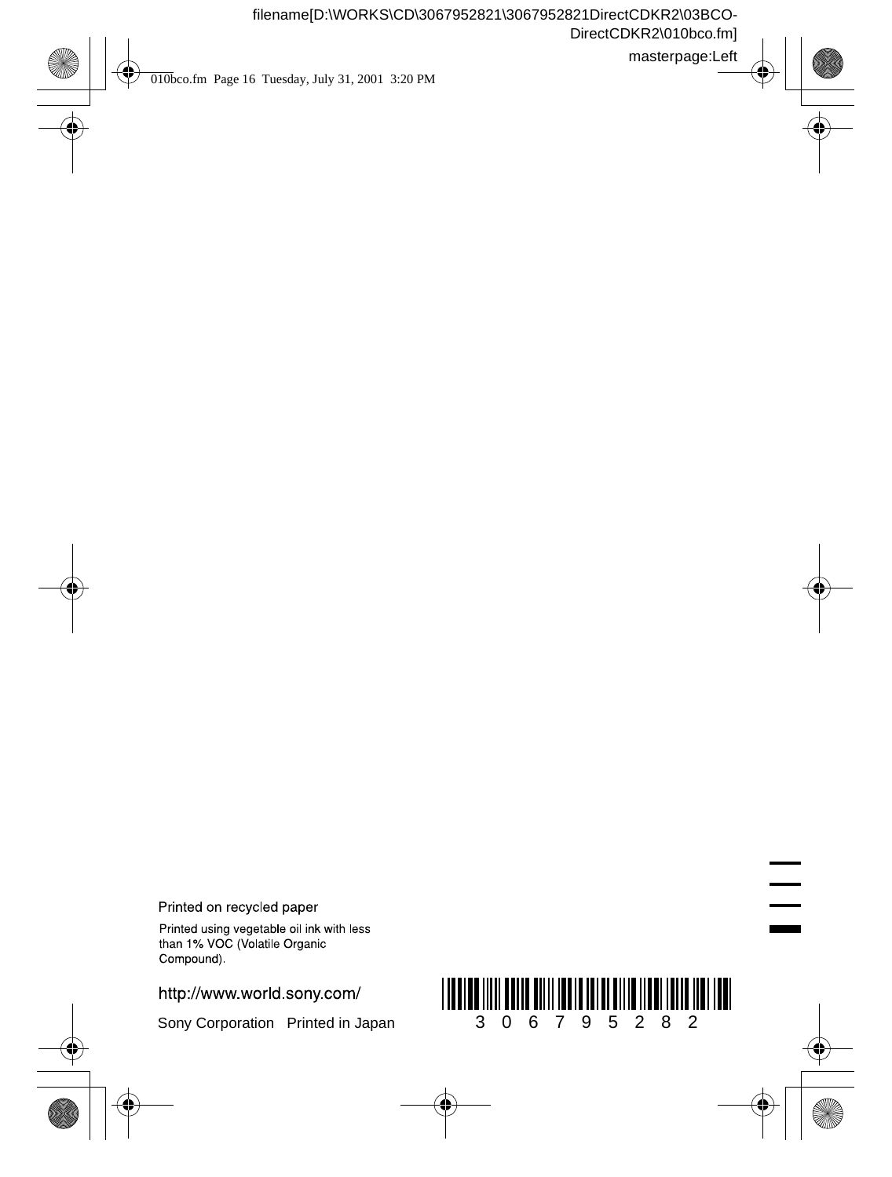Printed on recycled paper

Printed using vegetable oil ink with less than 1% VOC (Volatile Organic Compound).

http://www.world.sony.com/

Sony Corporation   Printed in Japan

3 0 6 7 9 5 2 8 2